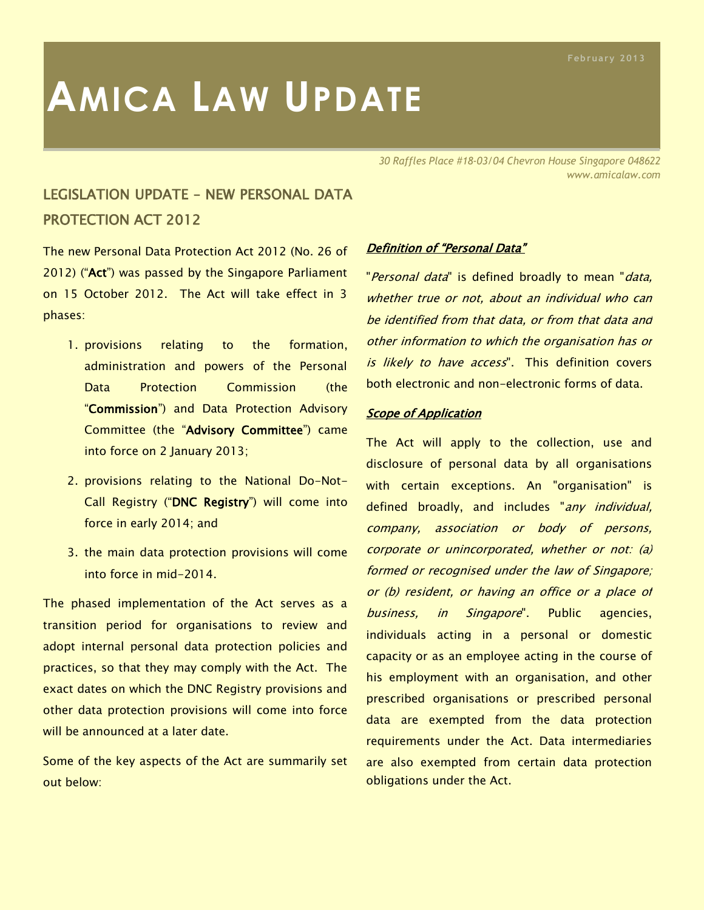# AMICA LAW UPDATE

February 2013

*30 Raffles Place #18-03/04 Chevron House Singapore 048622*
*www.amicalaw.com*

## LEGISLATION UPDATE – NEW PERSONAL DATA PROTECTION ACT 2012

The new Personal Data Protection Act 2012 (No. 26 of 2012) ("**Act**") was passed by the Singapore Parliament on 15 October 2012. The Act will take effect in 3 phases:

1. provisions relating to the formation, administration and powers of the Personal Data Protection Commission (the "**Commission**") and Data Protection Advisory Committee (the "**Advisory Committee**") came into force on 2 January 2013;
2. provisions relating to the National Do-Not-Call Registry ("**DNC Registry**") will come into force in early 2014; and
3. the main data protection provisions will come into force in mid-2014.

The phased implementation of the Act serves as a transition period for organisations to review and adopt internal personal data protection policies and practices, so that they may comply with the Act. The exact dates on which the DNC Registry provisions and other data protection provisions will come into force will be announced at a later date.

Some of the key aspects of the Act are summarily set out below:

***Definition of "Personal Data"***

"*Personal data*" is defined broadly to mean "*data, whether true or not, about an individual who can be identified from that data, or from that data and other information to which the organisation has or is likely to have access*". This definition covers both electronic and non-electronic forms of data.

***Scope of Application***

The Act will apply to the collection, use and disclosure of personal data by all organisations with certain exceptions. An "organisation" is defined broadly, and includes "*any individual, company, association or body of persons, corporate or unincorporated, whether or not: (a) formed or recognised under the law of Singapore; or (b) resident, or having an office or a place of business, in Singapore*". Public agencies, individuals acting in a personal or domestic capacity or as an employee acting in the course of his employment with an organisation, and other prescribed organisations or prescribed personal data are exempted from the data protection requirements under the Act. Data intermediaries are also exempted from certain data protection obligations under the Act.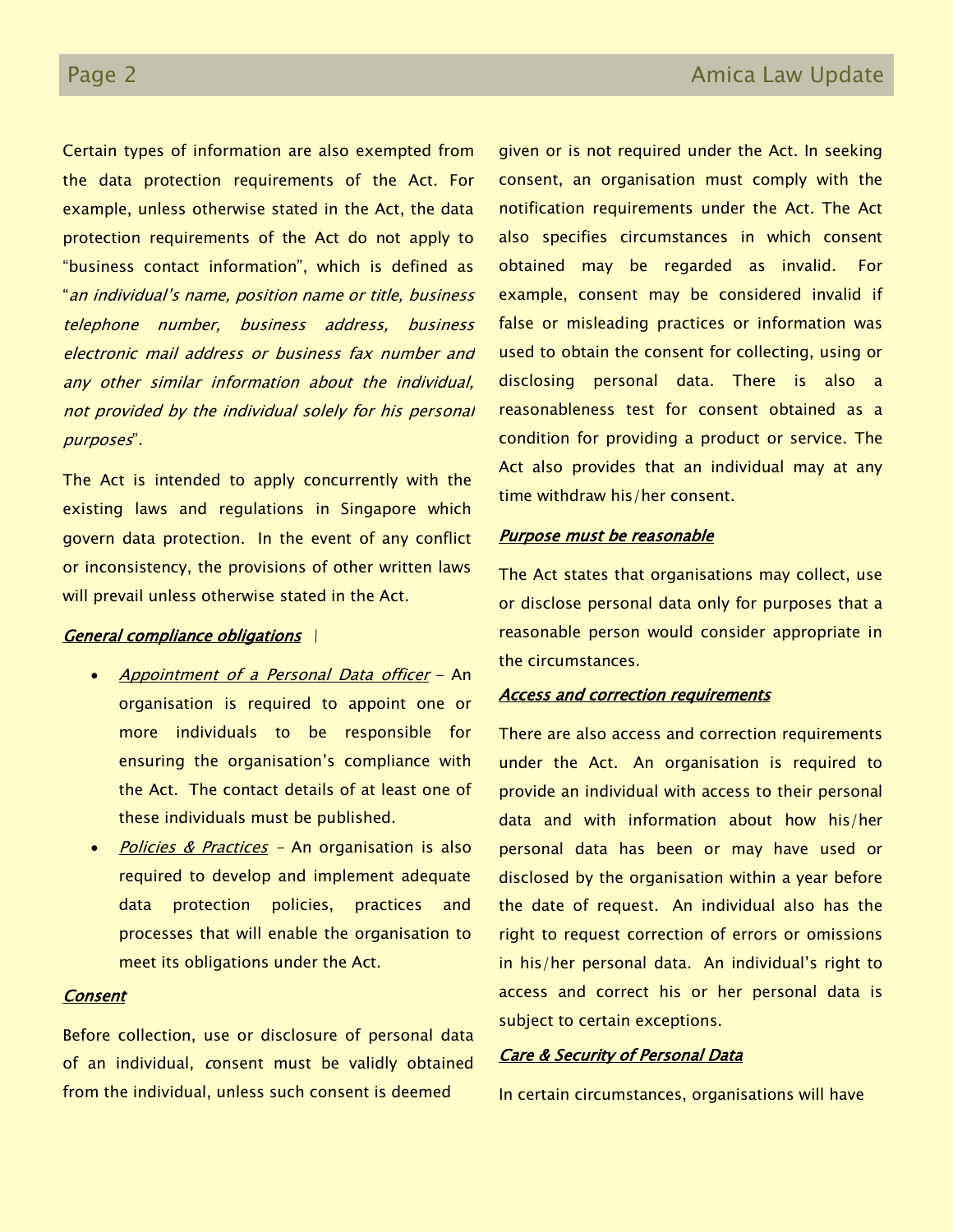Certain types of information are also exempted from the data protection requirements of the Act. For example, unless otherwise stated in the Act, the data protection requirements of the Act do not apply to "business contact information", which is defined as "*an individual's name, position name or title, business telephone number, business address, business electronic mail address or business fax number and any other similar information about the individual, not provided by the individual solely for his personal purposes*".

The Act is intended to apply concurrently with the existing laws and regulations in Singapore which govern data protection. In the event of any conflict or inconsistency, the provisions of other written laws will prevail unless otherwise stated in the Act.

***General compliance obligations***

- *Appointment of a Personal Data officer* – An organisation is required to appoint one or more individuals to be responsible for ensuring the organisation's compliance with the Act. The contact details of at least one of these individuals must be published.
- *Policies & Practices* – An organisation is also required to develop and implement adequate data protection policies, practices and processes that will enable the organisation to meet its obligations under the Act.

***Consent***

Before collection, use or disclosure of personal data of an individual, consent must be validly obtained from the individual, unless such consent is deemed given or is not required under the Act. In seeking consent, an organisation must comply with the notification requirements under the Act. The Act also specifies circumstances in which consent obtained may be regarded as invalid. For example, consent may be considered invalid if false or misleading practices or information was used to obtain the consent for collecting, using or disclosing personal data. There is also a reasonableness test for consent obtained as a condition for providing a product or service. The Act also provides that an individual may at any time withdraw his/her consent.

***Purpose must be reasonable***

The Act states that organisations may collect, use or disclose personal data only for purposes that a reasonable person would consider appropriate in the circumstances.

***Access and correction requirements***

There are also access and correction requirements under the Act. An organisation is required to provide an individual with access to their personal data and with information about how his/her personal data has been or may have used or disclosed by the organisation within a year before the date of request. An individual also has the right to request correction of errors or omissions in his/her personal data. An individual's right to access and correct his or her personal data is subject to certain exceptions.

***Care & Security of Personal Data***

In certain circumstances, organisations will have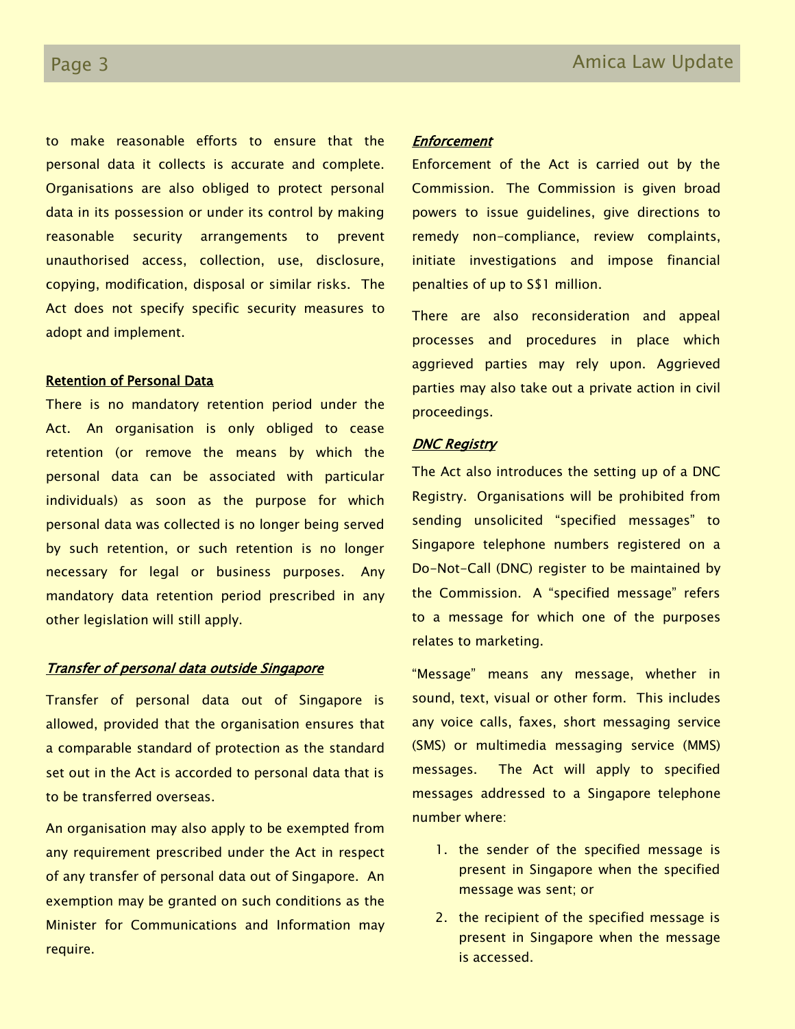to make reasonable efforts to ensure that the personal data it collects is accurate and complete. Organisations are also obliged to protect personal data in its possession or under its control by making reasonable security arrangements to prevent unauthorised access, collection, use, disclosure, copying, modification, disposal or similar risks. The Act does not specify specific security measures to adopt and implement.

**Retention of Personal Data**

There is no mandatory retention period under the Act. An organisation is only obliged to cease retention (or remove the means by which the personal data can be associated with particular individuals) as soon as the purpose for which personal data was collected is no longer being served by such retention, or such retention is no longer necessary for legal or business purposes. Any mandatory data retention period prescribed in any other legislation will still apply.

***Transfer of personal data outside Singapore***

Transfer of personal data out of Singapore is allowed, provided that the organisation ensures that a comparable standard of protection as the standard set out in the Act is accorded to personal data that is to be transferred overseas.

An organisation may also apply to be exempted from any requirement prescribed under the Act in respect of any transfer of personal data out of Singapore. An exemption may be granted on such conditions as the Minister for Communications and Information may require.

***Enforcement***

Enforcement of the Act is carried out by the Commission. The Commission is given broad powers to issue guidelines, give directions to remedy non-compliance, review complaints, initiate investigations and impose financial penalties of up to S$1 million.

There are also reconsideration and appeal processes and procedures in place which aggrieved parties may rely upon. Aggrieved parties may also take out a private action in civil proceedings.

***DNC Registry***

The Act also introduces the setting up of a DNC Registry. Organisations will be prohibited from sending unsolicited "specified messages" to Singapore telephone numbers registered on a Do-Not-Call (DNC) register to be maintained by the Commission. A "specified message" refers to a message for which one of the purposes relates to marketing.

"Message" means any message, whether in sound, text, visual or other form. This includes any voice calls, faxes, short messaging service (SMS) or multimedia messaging service (MMS) messages. The Act will apply to specified messages addressed to a Singapore telephone number where:

1. the sender of the specified message is present in Singapore when the specified message was sent; or
2. the recipient of the specified message is present in Singapore when the message is accessed.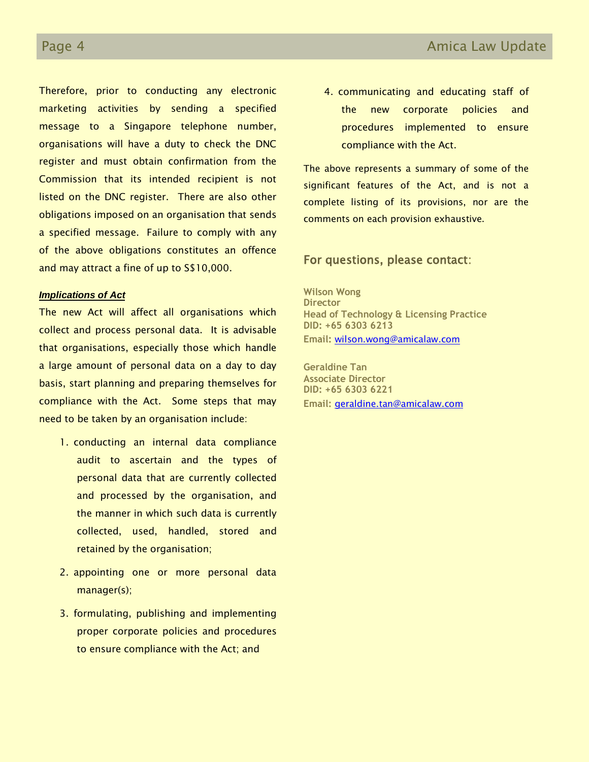Therefore, prior to conducting any electronic marketing activities by sending a specified message to a Singapore telephone number, organisations will have a duty to check the DNC register and must obtain confirmation from the Commission that its intended recipient is not listed on the DNC register. There are also other obligations imposed on an organisation that sends a specified message. Failure to comply with any of the above obligations constitutes an offence and may attract a fine of up to S$10,000.

***Implications of Act***

The new Act will affect all organisations which collect and process personal data. It is advisable that organisations, especially those which handle a large amount of personal data on a day to day basis, start planning and preparing themselves for compliance with the Act. Some steps that may need to be taken by an organisation include:

1. conducting an internal data compliance audit to ascertain and the types of personal data that are currently collected and processed by the organisation, and the manner in which such data is currently collected, used, handled, stored and retained by the organisation;
2. appointing one or more personal data manager(s);
3. formulating, publishing and implementing proper corporate policies and procedures to ensure compliance with the Act; and
4. communicating and educating staff of the new corporate policies and procedures implemented to ensure compliance with the Act.

The above represents a summary of some of the significant features of the Act, and is not a complete listing of its provisions, nor are the comments on each provision exhaustive.

## For questions, please contact:

**Wilson Wong**
**Director**
**Head of Technology & Licensing Practice**
**DID: +65 6303 6213**
**Email:** wilson.wong@amicalaw.com

**Geraldine Tan**
**Associate Director**
**DID: +65 6303 6221**
**Email:** geraldine.tan@amicalaw.com